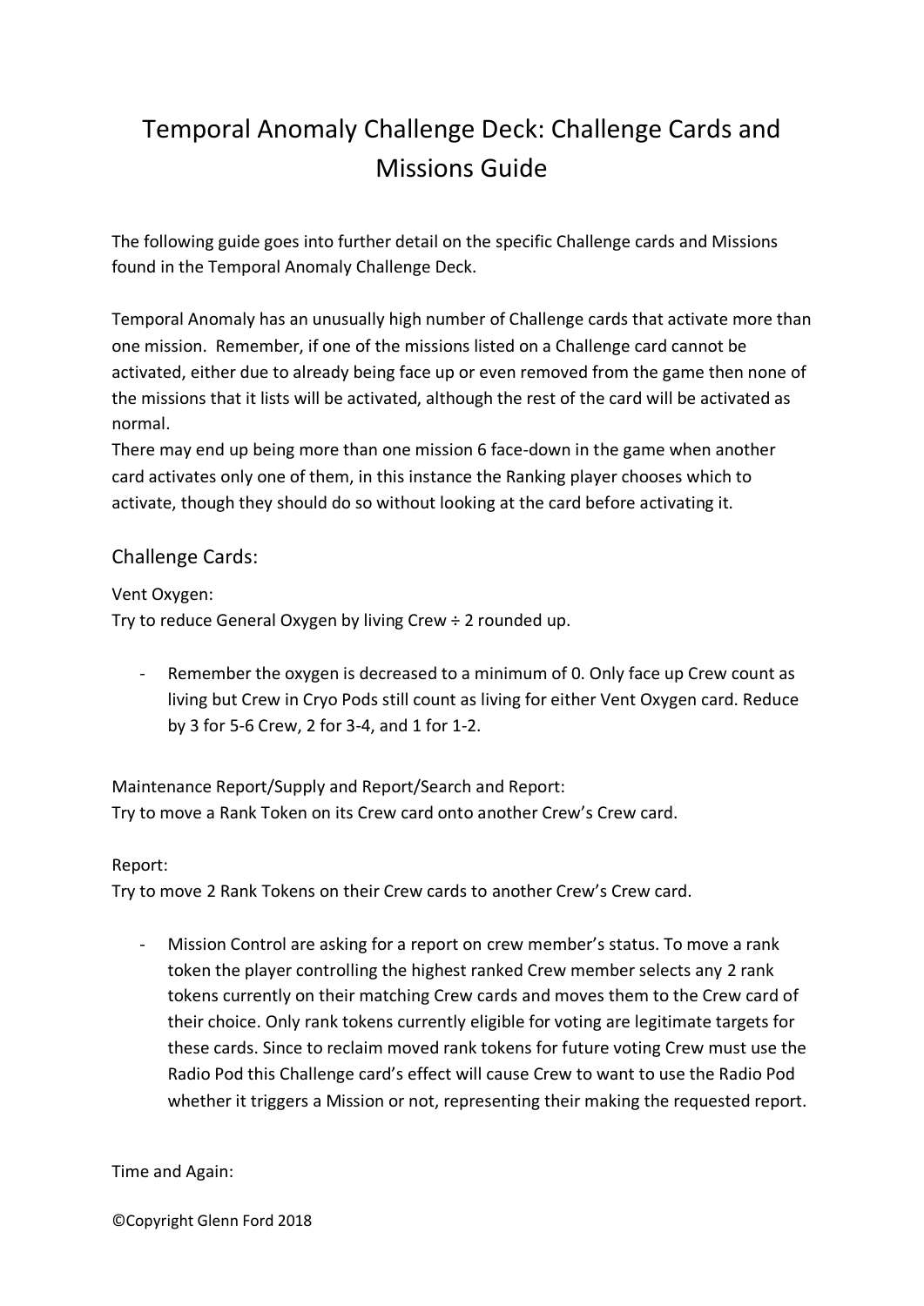# Temporal Anomaly Challenge Deck: Challenge Cards and Missions Guide

The following guide goes into further detail on the specific Challenge cards and Missions found in the Temporal Anomaly Challenge Deck.

Temporal Anomaly has an unusually high number of Challenge cards that activate more than one mission. Remember, if one of the missions listed on a Challenge card cannot be activated, either due to already being face up or even removed from the game then none of the missions that it lists will be activated, although the rest of the card will be activated as normal.

There may end up being more than one mission 6 face-down in the game when another card activates only one of them, in this instance the Ranking player chooses which to activate, though they should do so without looking at the card before activating it.

## Challenge Cards:

Vent Oxygen:

Try to reduce General Oxygen by living Crew ÷ 2 rounded up.

- Remember the oxygen is decreased to a minimum of 0. Only face up Crew count as living but Crew in Cryo Pods still count as living for either Vent Oxygen card. Reduce by 3 for 5-6 Crew, 2 for 3-4, and 1 for 1-2.

Maintenance Report/Supply and Report/Search and Report:

Try to move a Rank Token on its Crew card onto another Crew's Crew card.

Report:

Try to move 2 Rank Tokens on their Crew cards to another Crew's Crew card.

- Mission Control are asking for a report on crew member's status. To move a rank token the player controlling the highest ranked Crew member selects any 2 rank tokens currently on their matching Crew cards and moves them to the Crew card of their choice. Only rank tokens currently eligible for voting are legitimate targets for these cards. Since to reclaim moved rank tokens for future voting Crew must use the Radio Pod this Challenge card's effect will cause Crew to want to use the Radio Pod whether it triggers a Mission or not, representing their making the requested report.

Time and Again:

©Copyright Glenn Ford 2018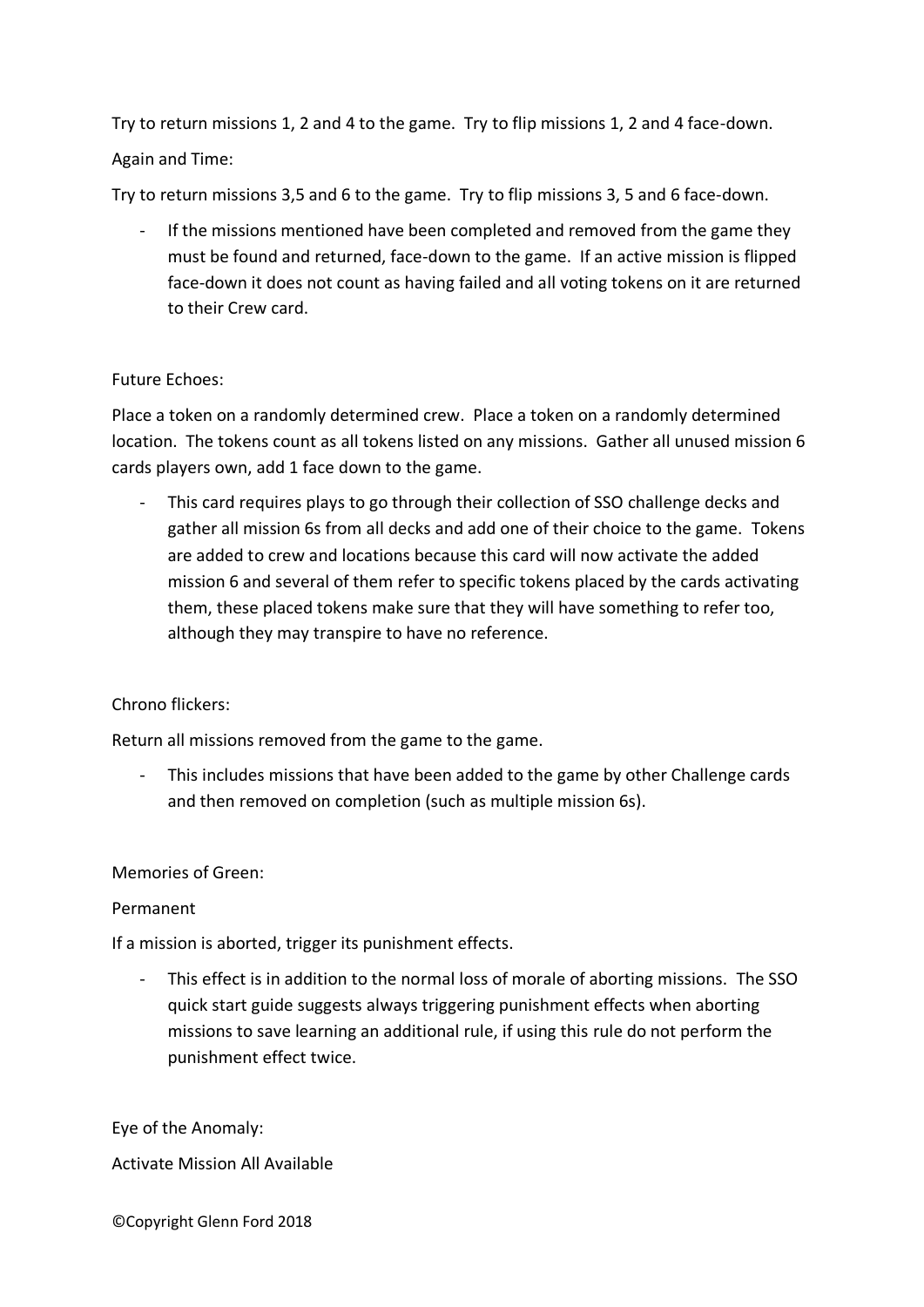Try to return missions 1, 2 and 4 to the game. Try to flip missions 1, 2 and 4 face-down.

Again and Time:

Try to return missions 3,5 and 6 to the game. Try to flip missions 3, 5 and 6 face-down.

- If the missions mentioned have been completed and removed from the game they must be found and returned, face-down to the game. If an active mission is flipped face-down it does not count as having failed and all voting tokens on it are returned to their Crew card.

Future Echoes:

Place a token on a randomly determined crew. Place a token on a randomly determined location. The tokens count as all tokens listed on any missions. Gather all unused mission 6 cards players own, add 1 face down to the game.

- This card requires plays to go through their collection of SSO challenge decks and gather all mission 6s from all decks and add one of their choice to the game. Tokens are added to crew and locations because this card will now activate the added mission 6 and several of them refer to specific tokens placed by the cards activating them, these placed tokens make sure that they will have something to refer too, although they may transpire to have no reference.

Chrono flickers:

Return all missions removed from the game to the game.

- This includes missions that have been added to the game by other Challenge cards and then removed on completion (such as multiple mission 6s).

Memories of Green:

Permanent

If a mission is aborted, trigger its punishment effects.

- This effect is in addition to the normal loss of morale of aborting missions. The SSO quick start guide suggests always triggering punishment effects when aborting missions to save learning an additional rule, if using this rule do not perform the punishment effect twice.

Eye of the Anomaly:

Activate Mission All Available

©Copyright Glenn Ford 2018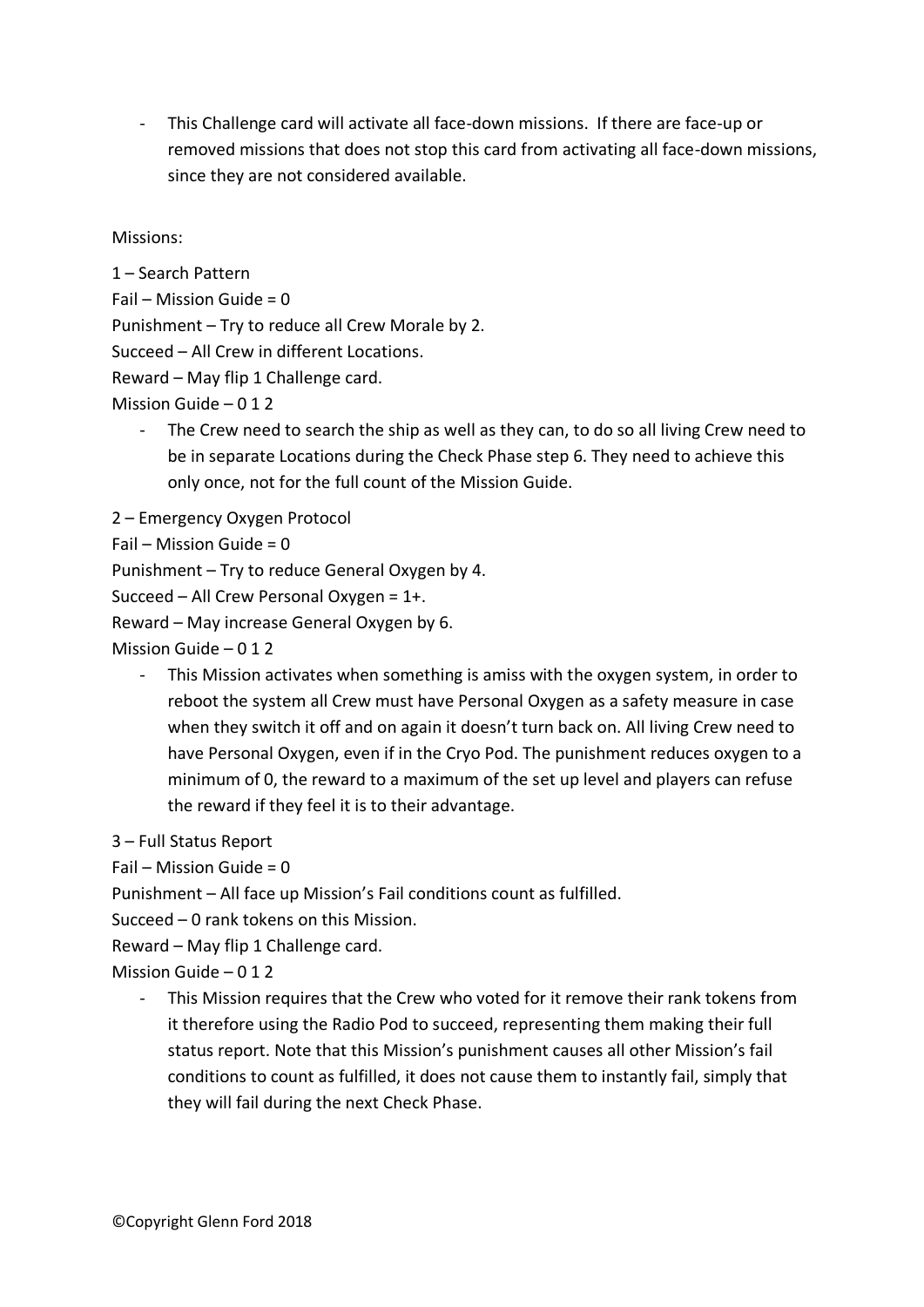- This Challenge card will activate all face-down missions. If there are face-up or removed missions that does not stop this card from activating all face-down missions, since they are not considered available.

Missions:

1 – Search Pattern

Fail – Mission Guide = 0

Punishment – Try to reduce all Crew Morale by 2.

Succeed – All Crew in different Locations.

Reward – May flip 1 Challenge card.

Mission Guide – 0 1 2

- The Crew need to search the ship as well as they can, to do so all living Crew need to be in separate Locations during the Check Phase step 6. They need to achieve this only once, not for the full count of the Mission Guide.

2 – Emergency Oxygen Protocol

Fail – Mission Guide = 0

Punishment – Try to reduce General Oxygen by 4.

Succeed – All Crew Personal Oxygen = 1+.

Reward – May increase General Oxygen by 6.

Mission Guide – 0 1 2

- This Mission activates when something is amiss with the oxygen system, in order to reboot the system all Crew must have Personal Oxygen as a safety measure in case when they switch it off and on again it doesn't turn back on. All living Crew need to have Personal Oxygen, even if in the Cryo Pod. The punishment reduces oxygen to a minimum of 0, the reward to a maximum of the set up level and players can refuse the reward if they feel it is to their advantage.

3 – Full Status Report

Fail – Mission Guide = 0

Punishment – All face up Mission's Fail conditions count as fulfilled.

Succeed – 0 rank tokens on this Mission.

Reward – May flip 1 Challenge card.

Mission Guide – 0 1 2

- This Mission requires that the Crew who voted for it remove their rank tokens from it therefore using the Radio Pod to succeed, representing them making their full status report. Note that this Mission's punishment causes all other Mission's fail conditions to count as fulfilled, it does not cause them to instantly fail, simply that they will fail during the next Check Phase.

©Copyright Glenn Ford 2018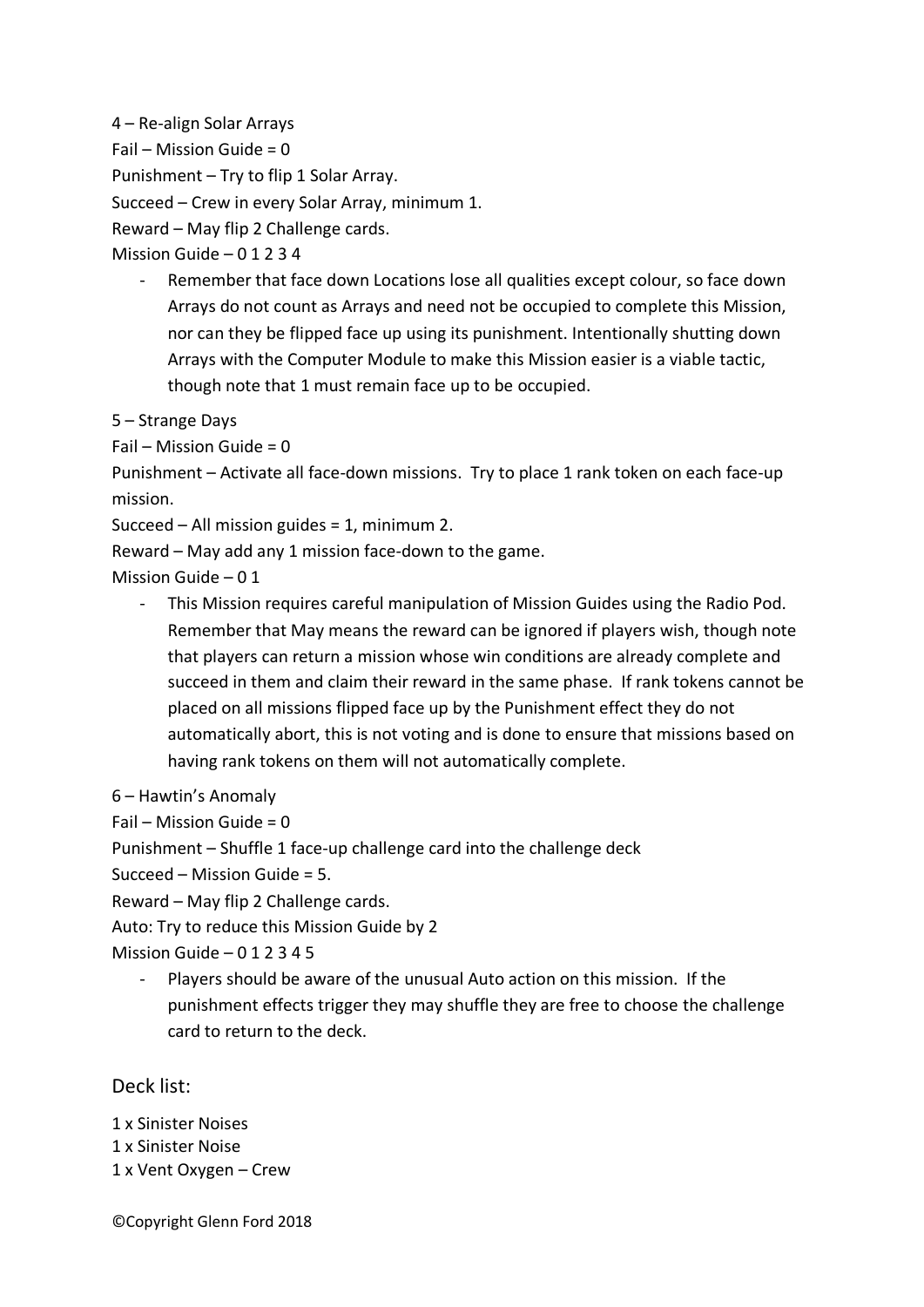4 – Re-align Solar Arrays

Fail – Mission Guide = 0

Punishment – Try to flip 1 Solar Array.

Succeed – Crew in every Solar Array, minimum 1.

Reward – May flip 2 Challenge cards.

Mission Guide – 0 1 2 3 4

- Remember that face down Locations lose all qualities except colour, so face down Arrays do not count as Arrays and need not be occupied to complete this Mission, nor can they be flipped face up using its punishment. Intentionally shutting down Arrays with the Computer Module to make this Mission easier is a viable tactic, though note that 1 must remain face up to be occupied.

5 – Strange Days

Fail – Mission Guide = 0

Punishment – Activate all face-down missions. Try to place 1 rank token on each face-up mission.

Succeed – All mission guides = 1, minimum 2.

Reward – May add any 1 mission face-down to the game.

Mission Guide – 0 1

- This Mission requires careful manipulation of Mission Guides using the Radio Pod. Remember that May means the reward can be ignored if players wish, though note that players can return a mission whose win conditions are already complete and succeed in them and claim their reward in the same phase. If rank tokens cannot be placed on all missions flipped face up by the Punishment effect they do not automatically abort, this is not voting and is done to ensure that missions based on having rank tokens on them will not automatically complete.

6 – Hawtin's Anomaly

Fail – Mission Guide = 0

Punishment – Shuffle 1 face-up challenge card into the challenge deck

Succeed – Mission Guide = 5.

Reward – May flip 2 Challenge cards.

Auto: Try to reduce this Mission Guide by 2

Mission Guide – 0 1 2 3 4 5

- Players should be aware of the unusual Auto action on this mission. If the punishment effects trigger they may shuffle they are free to choose the challenge card to return to the deck.

## Deck list:

1 x Sinister Noises
1 x Sinister Noise
1 x Vent Oxygen – Crew

©Copyright Glenn Ford 2018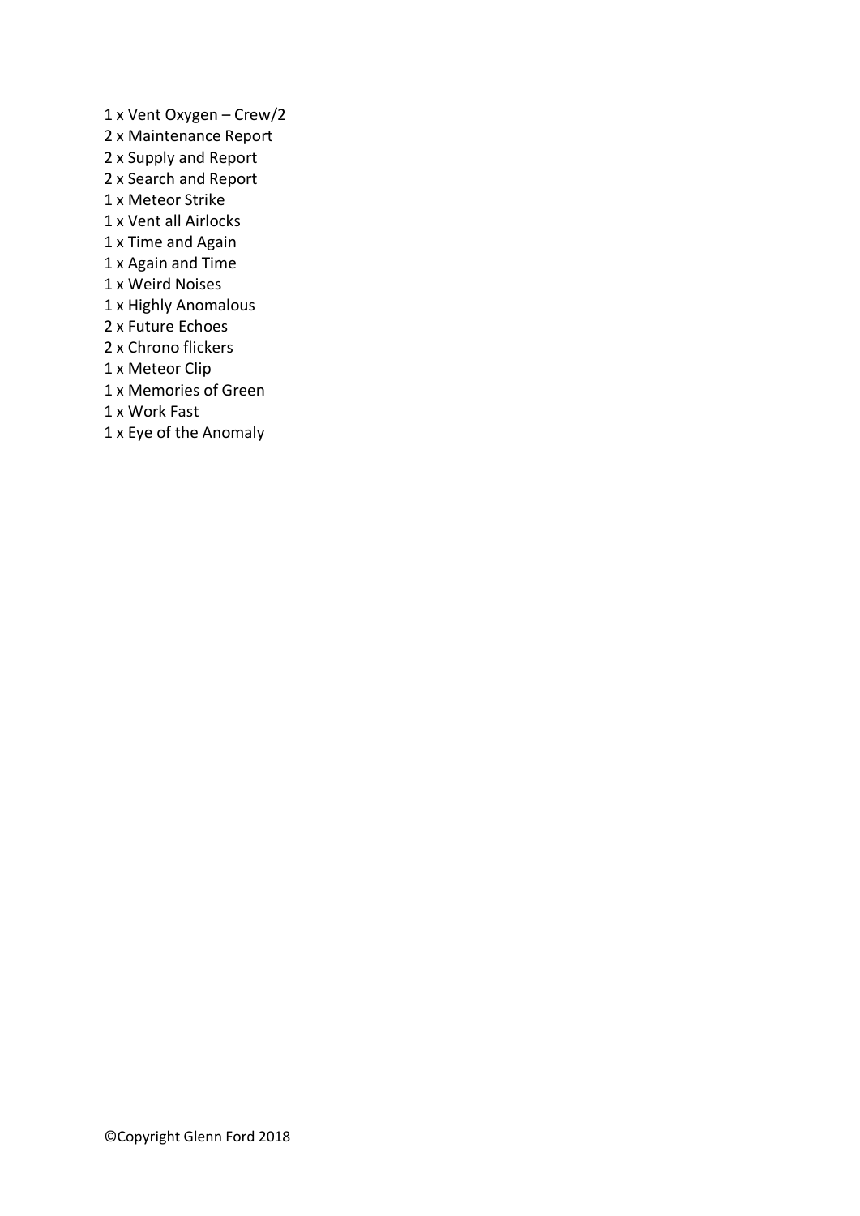1 x Vent Oxygen – Crew/2
2 x Maintenance Report
2 x Supply and Report
2 x Search and Report
1 x Meteor Strike
1 x Vent all Airlocks
1 x Time and Again
1 x Again and Time
1 x Weird Noises
1 x Highly Anomalous
2 x Future Echoes
2 x Chrono flickers
1 x Meteor Clip
1 x Memories of Green
1 x Work Fast
1 x Eye of the Anomaly

©Copyright Glenn Ford 2018